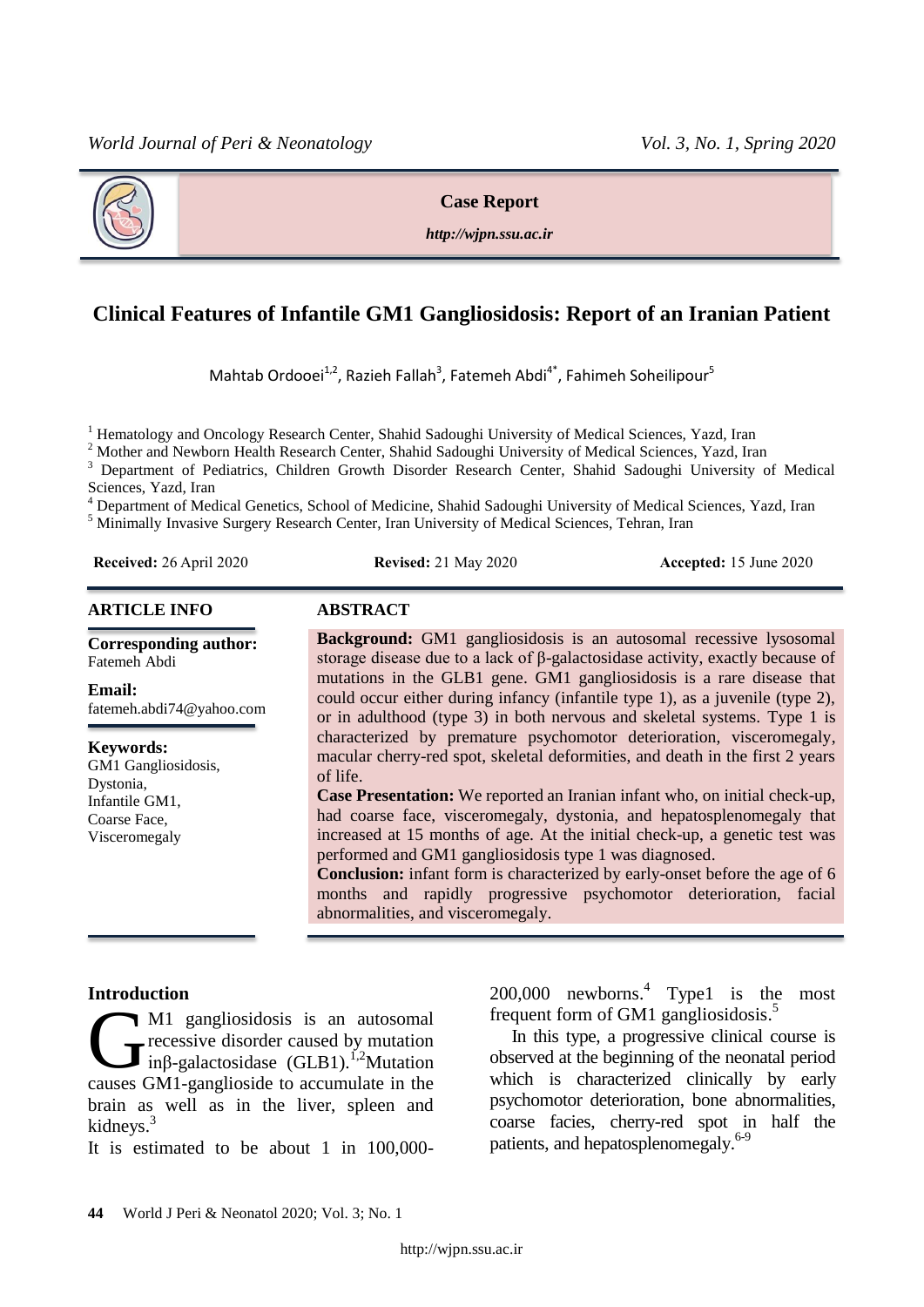**Case Report**

*http://wjpn.ssu.ac.ir*

# Clinical Features of Infantile GM1 Gangliosidosis: Report of an Iranian Patient

Mahtab Ordooei[1,2], Razieh Fallah[3], Fatemeh Abdi[4*], Fahimeh Soheilipour[5]

[1] Hematology and Oncology Research Center, Shahid Sadoughi University of Medical Sciences, Yazd, Iran
[2] Mother and Newborn Health Research Center, Shahid Sadoughi University of Medical Sciences, Yazd, Iran
[3] Department of Pediatrics, Children Growth Disorder Research Center, Shahid Sadoughi University of Medical Sciences, Yazd, Iran
[4] Department of Medical Genetics, School of Medicine, Shahid Sadoughi University of Medical Sciences, Yazd, Iran
[5] Minimally Invasive Surgery Research Center, Iran University of Medical Sciences, Tehran, Iran

**Received:** 26 April 2020 **Revised:** 21 May 2020 **Accepted:** 15 June 2020

## ARTICLE INFO

**Corresponding author:**
Fatemeh Abdi

**Email:**
fatemeh.abdi74@yahoo.com

**Keywords:**
GM1 Gangliosidosis,
Dystonia,
Infantile GM1,
Coarse Face,
Visceromegaly

## ABSTRACT

**Background:** GM1 gangliosidosis is an autosomal recessive lysosomal storage disease due to a lack of β-galactosidase activity, exactly because of mutations in the GLB1 gene. GM1 gangliosidosis is a rare disease that could occur either during infancy (infantile type 1), as a juvenile (type 2), or in adulthood (type 3) in both nervous and skeletal systems. Type 1 is characterized by premature psychomotor deterioration, visceromegaly, macular cherry-red spot, skeletal deformities, and death in the first 2 years of life.

**Case Presentation:** We reported an Iranian infant who, on initial check-up, had coarse face, visceromegaly, dystonia, and hepatosplenomegaly that increased at 15 months of age. At the initial check-up, a genetic test was performed and GM1 gangliosidosis type 1 was diagnosed.

**Conclusion:** infant form is characterized by early-onset before the age of 6 months and rapidly progressive psychomotor deterioration, facial abnormalities, and visceromegaly.

## Introduction

GM1 gangliosidosis is an autosomal recessive disorder caused by mutation inβ-galactosidase (GLB1).[1,2] Mutation causes GM1-ganglioside to accumulate in the brain as well as in the liver, spleen and kidneys.[3]

It is estimated to be about 1 in 100,000-200,000 newborns.[4] Type1 is the most frequent form of GM1 gangliosidosis.[5]

In this type, a progressive clinical course is observed at the beginning of the neonatal period which is characterized clinically by early psychomotor deterioration, bone abnormalities, coarse facies, cherry-red spot in half the patients, and hepatosplenomegaly.[6-9]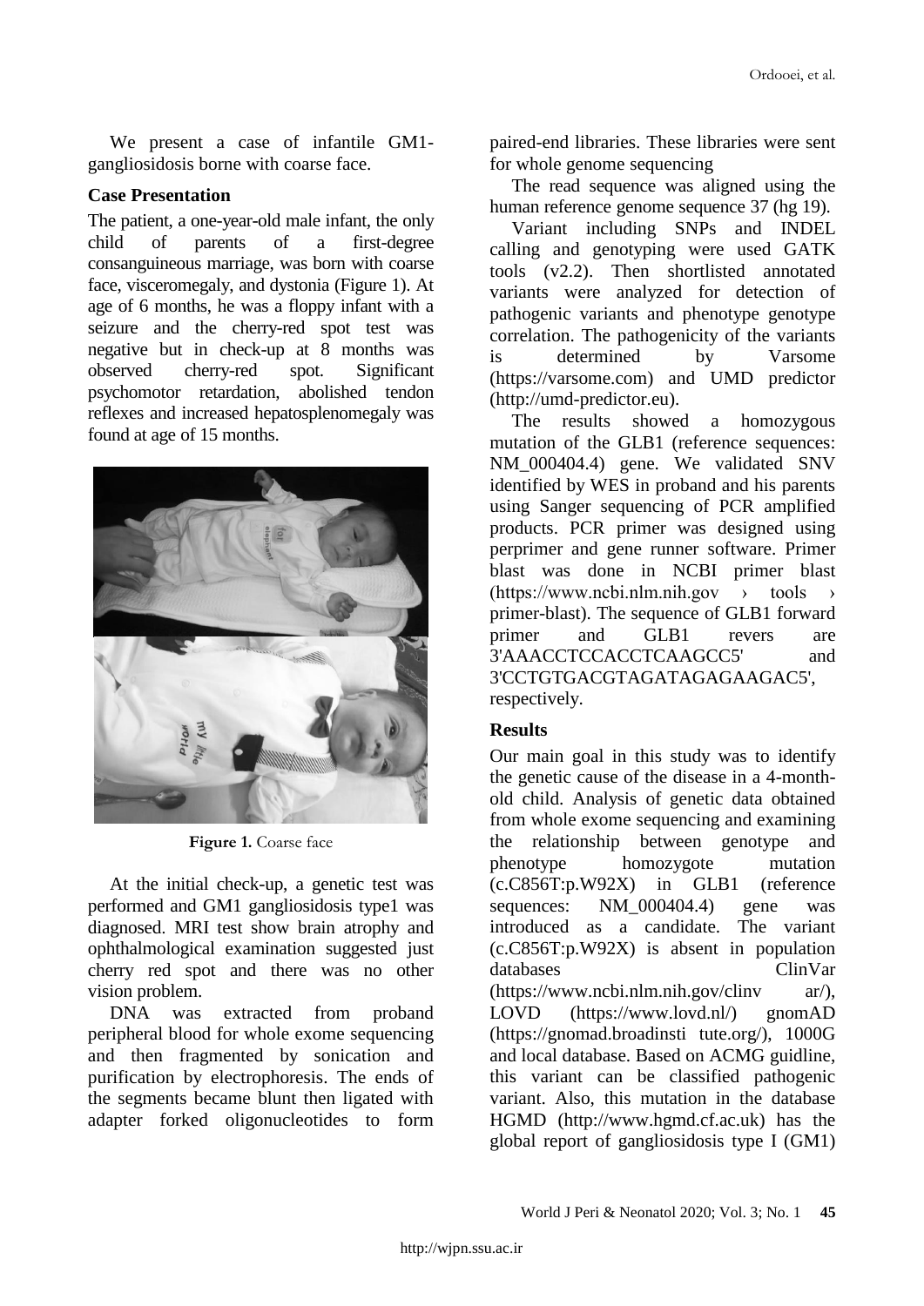We present a case of infantile GM1-gangliosidosis borne with coarse face.

## Case Presentation

The patient, a one-year-old male infant, the only child of parents of a first-degree consanguineous marriage, was born with coarse face, visceromegaly, and dystonia (Figure 1). At age of 6 months, he was a floppy infant with a seizure and the cherry-red spot test was negative but in check-up at 8 months was observed cherry-red spot. Significant psychomotor retardation, abolished tendon reflexes and increased hepatosplenomegaly was found at age of 15 months.

**Figure 1.** Coarse face

At the initial check-up, a genetic test was performed and GM1 gangliosidosis type1 was diagnosed. MRI test show brain atrophy and ophthalmological examination suggested just cherry red spot and there was no other vision problem.

DNA was extracted from proband peripheral blood for whole exome sequencing and then fragmented by sonication and purification by electrophoresis. The ends of the segments became blunt then ligated with adapter forked oligonucleotides to form paired-end libraries. These libraries were sent for whole genome sequencing

The read sequence was aligned using the human reference genome sequence 37 (hg 19).

Variant including SNPs and INDEL calling and genotyping were used GATK tools (v2.2). Then shortlisted annotated variants were analyzed for detection of pathogenic variants and phenotype genotype correlation. The pathogenicity of the variants is determined by Varsome (https://varsome.com) and UMD predictor (http://umd-predictor.eu).

The results showed a homozygous mutation of the GLB1 (reference sequences: NM_000404.4) gene. We validated SNV identified by WES in proband and his parents using Sanger sequencing of PCR amplified products. PCR primer was designed using perprimer and gene runner software. Primer blast was done in NCBI primer blast (https://www.ncbi.nlm.nih.gov › tools › primer-blast). The sequence of GLB1 forward primer and GLB1 revers are 3'AAACCTCCACCTCAAGCC5' and 3'CCTGTGACGTAGATAGAGAAGAC5', respectively.

## Results

Our main goal in this study was to identify the genetic cause of the disease in a 4-month-old child. Analysis of genetic data obtained from whole exome sequencing and examining the relationship between genotype and phenotype homozygote mutation (c.C856T:p.W92X) in GLB1 (reference sequences: NM_000404.4) gene was introduced as a candidate. The variant (c.C856T:p.W92X) is absent in population databases ClinVar (https://www.ncbi.nlm.nih.gov/clinvar/), LOVD (https://www.lovd.nl/) gnomAD (https://gnomad.broadinstitute.org/), 1000G and local database. Based on ACMG guidline, this variant can be classified pathogenic variant. Also, this mutation in the database HGMD (http://www.hgmd.cf.ac.uk) has the global report of gangliosidosis type I (GM1)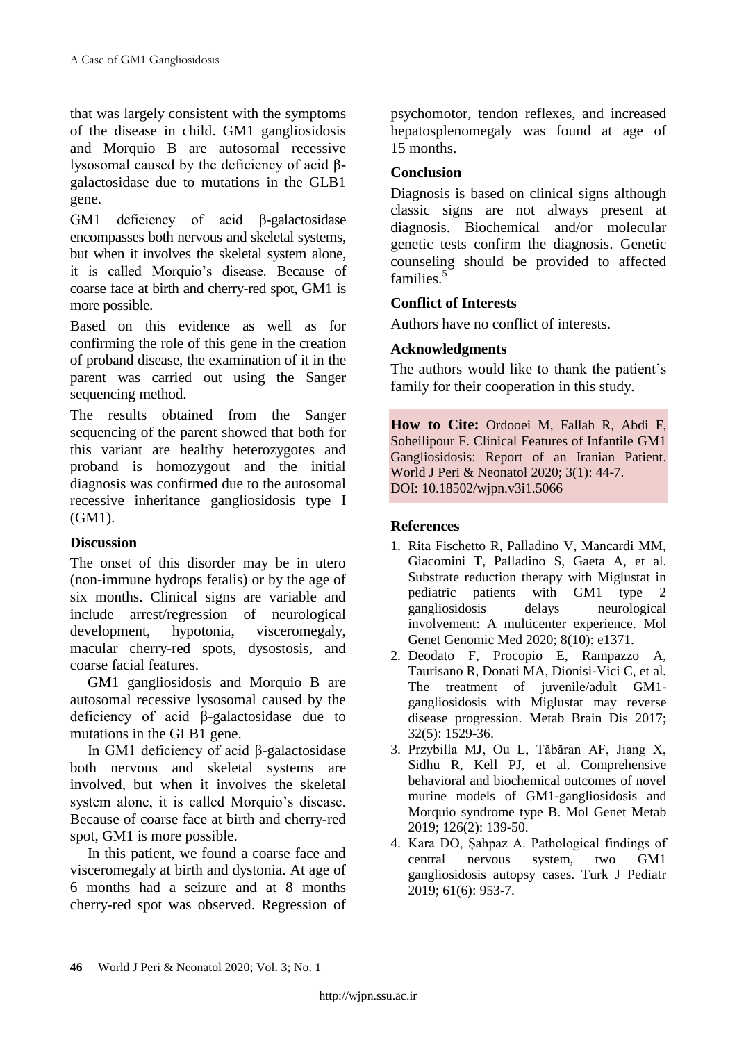that was largely consistent with the symptoms of the disease in child. GM1 gangliosidosis and Morquio B are autosomal recessive lysosomal caused by the deficiency of acid β-galactosidase due to mutations in the GLB1 gene.

GM1 deficiency of acid β-galactosidase encompasses both nervous and skeletal systems, but when it involves the skeletal system alone, it is called Morquio's disease. Because of coarse face at birth and cherry-red spot, GM1 is more possible.

Based on this evidence as well as for confirming the role of this gene in the creation of proband disease, the examination of it in the parent was carried out using the Sanger sequencing method.

The results obtained from the Sanger sequencing of the parent showed that both for this variant are healthy heterozygotes and proband is homozygout and the initial diagnosis was confirmed due to the autosomal recessive inheritance gangliosidosis type I (GM1).

### Discussion

The onset of this disorder may be in utero (non-immune hydrops fetalis) or by the age of six months. Clinical signs are variable and include arrest/regression of neurological development, hypotonia, visceromegaly, macular cherry-red spots, dysostosis, and coarse facial features.

GM1 gangliosidosis and Morquio B are autosomal recessive lysosomal caused by the deficiency of acid β-galactosidase due to mutations in the GLB1 gene.

In GM1 deficiency of acid β-galactosidase both nervous and skeletal systems are involved, but when it involves the skeletal system alone, it is called Morquio's disease. Because of coarse face at birth and cherry-red spot, GM1 is more possible.

In this patient, we found a coarse face and visceromegaly at birth and dystonia. At age of 6 months had a seizure and at 8 months cherry-red spot was observed. Regression of psychomotor, tendon reflexes, and increased hepatosplenomegaly was found at age of 15 months.

### Conclusion

Diagnosis is based on clinical signs although classic signs are not always present at diagnosis. Biochemical and/or molecular genetic tests confirm the diagnosis. Genetic counseling should be provided to affected families.[5]

### Conflict of Interests

Authors have no conflict of interests.

### Acknowledgments

The authors would like to thank the patient's family for their cooperation in this study.

**How to Cite:** Ordooei M, Fallah R, Abdi F, Soheilipour F. Clinical Features of Infantile GM1 Gangliosidosis: Report of an Iranian Patient. World J Peri & Neonatol 2020; 3(1): 44-7. DOI: 10.18502/wjpn.v3i1.5066

### References

1. Rita Fischetto R, Palladino V, Mancardi MM, Giacomini T, Palladino S, Gaeta A, et al. Substrate reduction therapy with Miglustat in pediatric patients with GM1 type 2 gangliosidosis delays neurological involvement: A multicenter experience. Mol Genet Genomic Med 2020; 8(10): e1371.
2. Deodato F, Procopio E, Rampazzo A, Taurisano R, Donati MA, Dionisi-Vici C, et al. The treatment of juvenile/adult GM1-gangliosidosis with Miglustat may reverse disease progression. Metab Brain Dis 2017; 32(5): 1529-36.
3. Przybilla MJ, Ou L, Tăbăran AF, Jiang X, Sidhu R, Kell PJ, et al. Comprehensive behavioral and biochemical outcomes of novel murine models of GM1-gangliosidosis and Morquio syndrome type B. Mol Genet Metab 2019; 126(2): 139-50.
4. Kara DO, Şahpaz A. Pathological findings of central nervous system, two GM1 gangliosidosis autopsy cases. Turk J Pediatr 2019; 61(6): 953-7.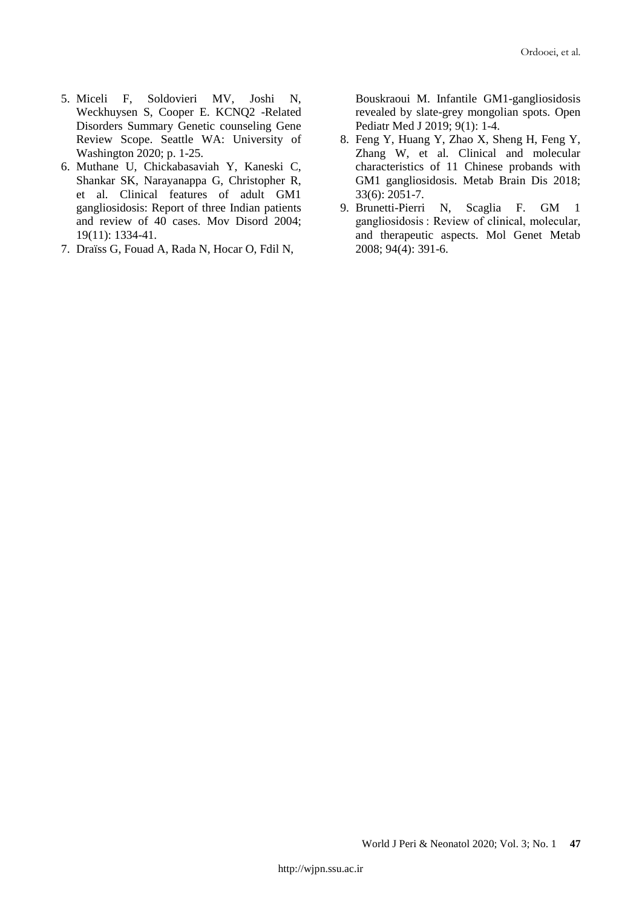5. Miceli F, Soldovieri MV, Joshi N, Weckhuysen S, Cooper E. KCNQ2 -Related Disorders Summary Genetic counseling Gene Review Scope. Seattle WA: University of Washington 2020; p. 1-25.
6. Muthane U, Chickabasaviah Y, Kaneski C, Shankar SK, Narayanappa G, Christopher R, et al. Clinical features of adult GM1 gangliosidosis: Report of three Indian patients and review of 40 cases. Mov Disord 2004; 19(11): 1334-41.
7. Draïss G, Fouad A, Rada N, Hocar O, Fdil N, Bouskraoui M. Infantile GM1-gangliosidosis revealed by slate-grey mongolian spots. Open Pediatr Med J 2019; 9(1): 1-4.
8. Feng Y, Huang Y, Zhao X, Sheng H, Feng Y, Zhang W, et al. Clinical and molecular characteristics of 11 Chinese probands with GM1 gangliosidosis. Metab Brain Dis 2018; 33(6): 2051-7.
9. Brunetti-Pierri N, Scaglia F. GM 1 gangliosidosis : Review of clinical, molecular, and therapeutic aspects. Mol Genet Metab 2008; 94(4): 391-6.